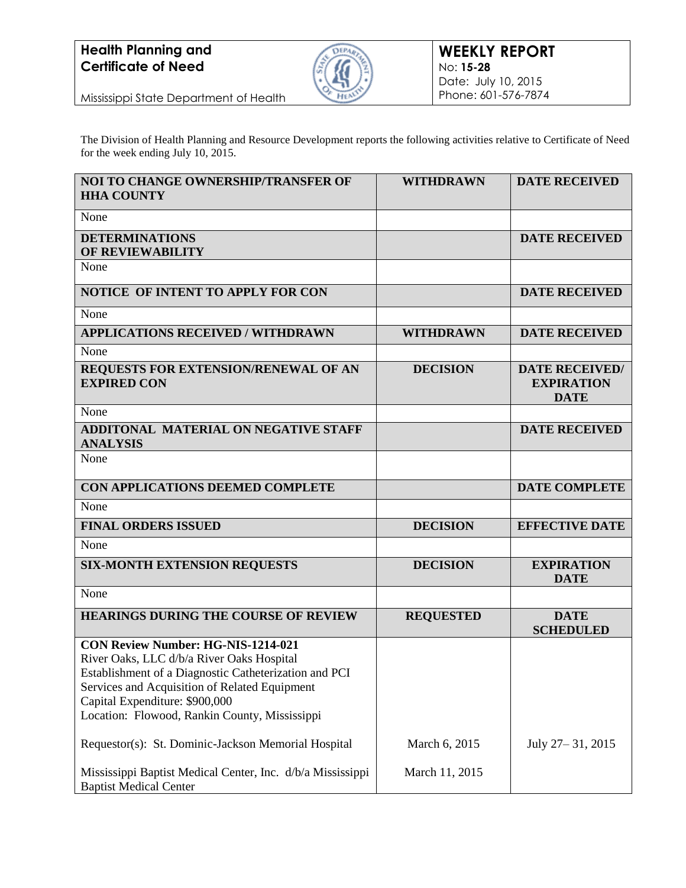**Health Planning and Certificate of Need**

Mississippi State Department of Health

**WEEKLY REPORT**
No: **15-28**
Date: July 10, 2015
Phone: 601-576-7874

The Division of Health Planning and Resource Development reports the following activities relative to Certificate of Need for the week ending July 10, 2015.

| **NOI TO CHANGE OWNERSHIP/TRANSFER OF HHA COUNTY** | **WITHDRAWN** | **DATE RECEIVED** |
|---|---|---|
| None | | |
| **DETERMINATIONS OF REVIEWABILITY** | | **DATE RECEIVED** |
| None | | |
| **NOTICE OF INTENT TO APPLY FOR CON** | | **DATE RECEIVED** |
| None | | |
| **APPLICATIONS RECEIVED / WITHDRAWN** | **WITHDRAWN** | **DATE RECEIVED** |
| None | | |
| **REQUESTS FOR EXTENSION/RENEWAL OF AN EXPIRED CON** | **DECISION** | **DATE RECEIVED/ EXPIRATION DATE** |
| None | | |
| **ADDITONAL MATERIAL ON NEGATIVE STAFF ANALYSIS** | | **DATE RECEIVED** |
| None | | |
| **CON APPLICATIONS DEEMED COMPLETE** | | **DATE COMPLETE** |
| None | | |
| **FINAL ORDERS ISSUED** | **DECISION** | **EFFECTIVE DATE** |
| None | | |
| **SIX-MONTH EXTENSION REQUESTS** | **DECISION** | **EXPIRATION DATE** |
| None | | |
| **HEARINGS DURING THE COURSE OF REVIEW** | **REQUESTED** | **DATE SCHEDULED** |
| **CON Review Number: HG-NIS-1214-021**<br>River Oaks, LLC d/b/a River Oaks Hospital<br>Establishment of a Diagnostic Catheterization and PCI Services and Acquisition of Related Equipment<br>Capital Expenditure: $900,000<br>Location: Flowood, Rankin County, Mississippi | | |
| Requestor(s): St. Dominic-Jackson Memorial Hospital | March 6, 2015 | July 27– 31, 2015 |
| Mississippi Baptist Medical Center, Inc. d/b/a Mississippi Baptist Medical Center | March 11, 2015 | |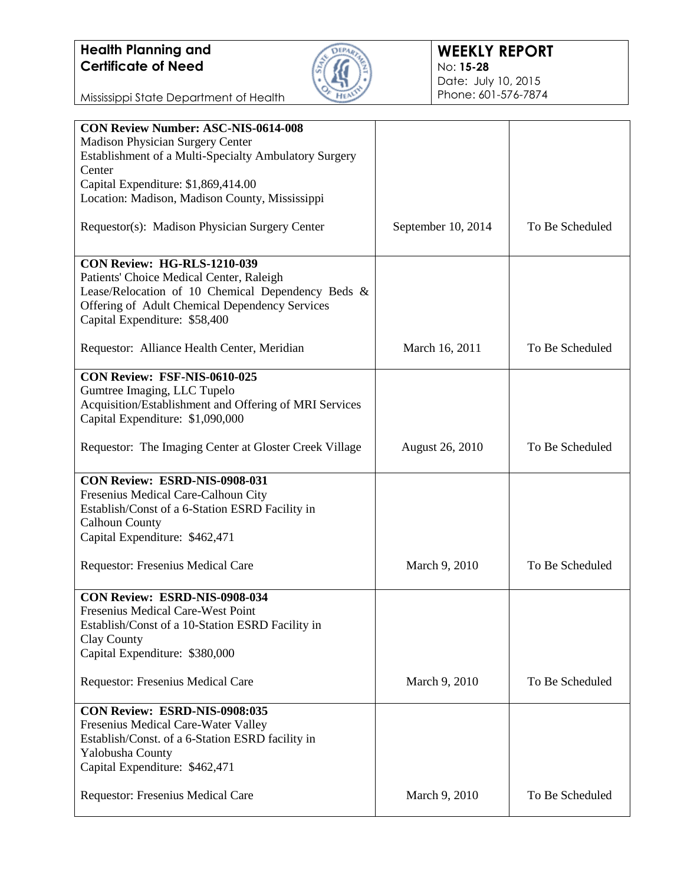| | | |
|---|---|---|
| **CON Review Number: ASC-NIS-0614-008**<br>Madison Physician Surgery Center<br>Establishment of a Multi-Specialty Ambulatory Surgery Center<br>Capital Expenditure: $1,869,414.00<br>Location: Madison, Madison County, Mississippi<br><br>Requestor(s): Madison Physician Surgery Center | September 10, 2014 | To Be Scheduled |
| **CON Review: HG-RLS-1210-039**<br>Patients' Choice Medical Center, Raleigh<br>Lease/Relocation of 10 Chemical Dependency Beds & Offering of Adult Chemical Dependency Services<br>Capital Expenditure: $58,400<br><br>Requestor: Alliance Health Center, Meridian | March 16, 2011 | To Be Scheduled |
| **CON Review: FSF-NIS-0610-025**<br>Gumtree Imaging, LLC Tupelo<br>Acquisition/Establishment and Offering of MRI Services<br>Capital Expenditure: $1,090,000<br><br>Requestor: The Imaging Center at Gloster Creek Village | August 26, 2010 | To Be Scheduled |
| **CON Review: ESRD-NIS-0908-031**<br>Fresenius Medical Care-Calhoun City<br>Establish/Const of a 6-Station ESRD Facility in Calhoun County<br>Capital Expenditure: $462,471<br><br>Requestor: Fresenius Medical Care | March 9, 2010 | To Be Scheduled |
| **CON Review: ESRD-NIS-0908-034**<br>Fresenius Medical Care-West Point<br>Establish/Const of a 10-Station ESRD Facility in Clay County<br>Capital Expenditure: $380,000<br><br>Requestor: Fresenius Medical Care | March 9, 2010 | To Be Scheduled |
| **CON Review: ESRD-NIS-0908:035**<br>Fresenius Medical Care-Water Valley<br>Establish/Const. of a 6-Station ESRD facility in Yalobusha County<br>Capital Expenditure: $462,471<br><br>Requestor: Fresenius Medical Care | March 9, 2010 | To Be Scheduled |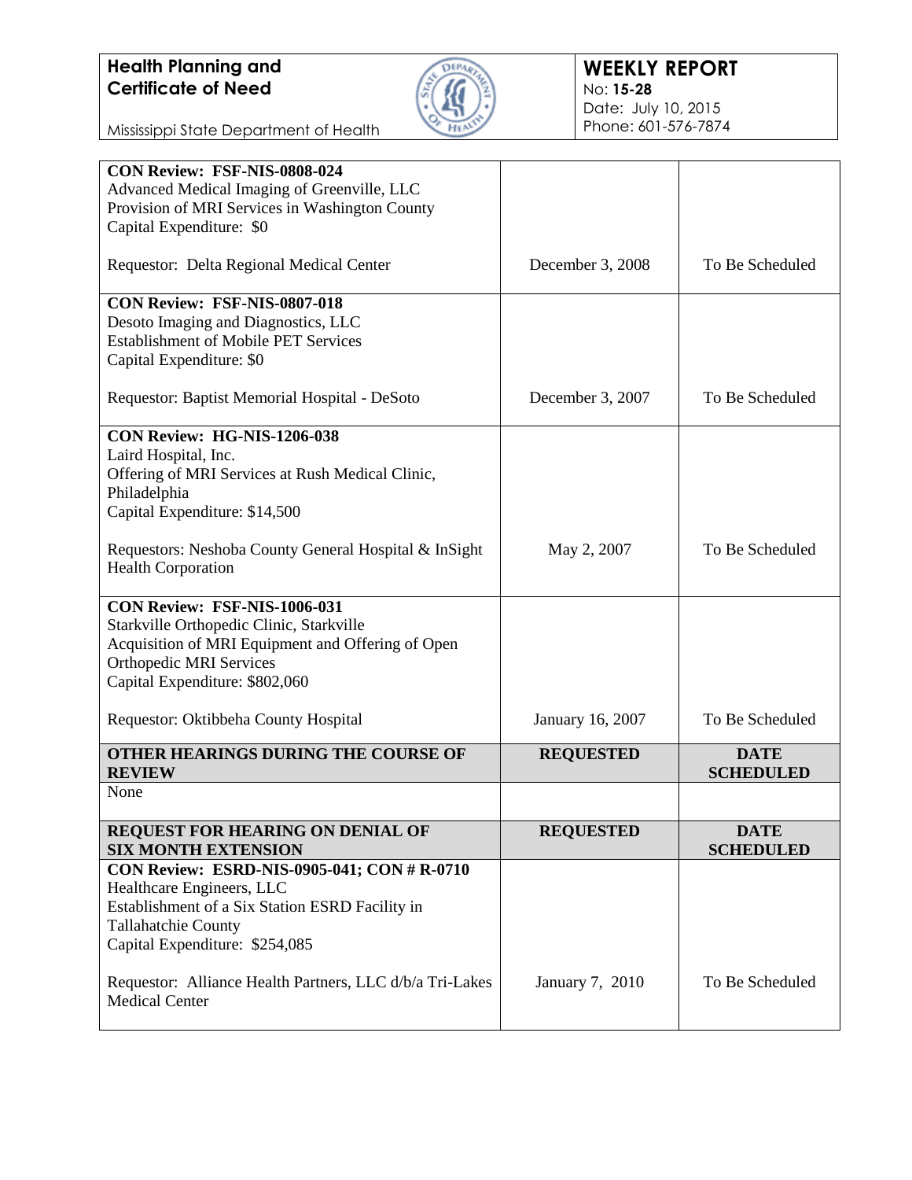**Health Planning and Certificate of Need**

Mississippi State Department of Health

**WEEKLY REPORT**
No: **15-28**
Date: July 10, 2015
Phone: 601-576-7874

| | | |
|---|---|---|
| **CON Review: FSF-NIS-0808-024**<br>Advanced Medical Imaging of Greenville, LLC<br>Provision of MRI Services in Washington County<br>Capital Expenditure: $0<br><br>Requestor: Delta Regional Medical Center | December 3, 2008 | To Be Scheduled |
| **CON Review: FSF-NIS-0807-018**<br>Desoto Imaging and Diagnostics, LLC<br>Establishment of Mobile PET Services<br>Capital Expenditure: $0<br><br>Requestor: Baptist Memorial Hospital - DeSoto | December 3, 2007 | To Be Scheduled |
| **CON Review: HG-NIS-1206-038**<br>Laird Hospital, Inc.<br>Offering of MRI Services at Rush Medical Clinic, Philadelphia<br>Capital Expenditure: $14,500<br><br>Requestors: Neshoba County General Hospital & InSight Health Corporation | May 2, 2007 | To Be Scheduled |
| **CON Review: FSF-NIS-1006-031**<br>Starkville Orthopedic Clinic, Starkville<br>Acquisition of MRI Equipment and Offering of Open Orthopedic MRI Services<br>Capital Expenditure: $802,060<br><br>Requestor: Oktibbeha County Hospital | January 16, 2007 | To Be Scheduled |
| **OTHER HEARINGS DURING THE COURSE OF REVIEW** | **REQUESTED** | **DATE SCHEDULED** |
| None | | |
| **REQUEST FOR HEARING ON DENIAL OF SIX MONTH EXTENSION** | **REQUESTED** | **DATE SCHEDULED** |
| **CON Review: ESRD-NIS-0905-041; CON # R-0710**<br>Healthcare Engineers, LLC<br>Establishment of a Six Station ESRD Facility in Tallahatchie County<br>Capital Expenditure: $254,085<br><br>Requestor: Alliance Health Partners, LLC d/b/a Tri-Lakes Medical Center | January 7, 2010 | To Be Scheduled |